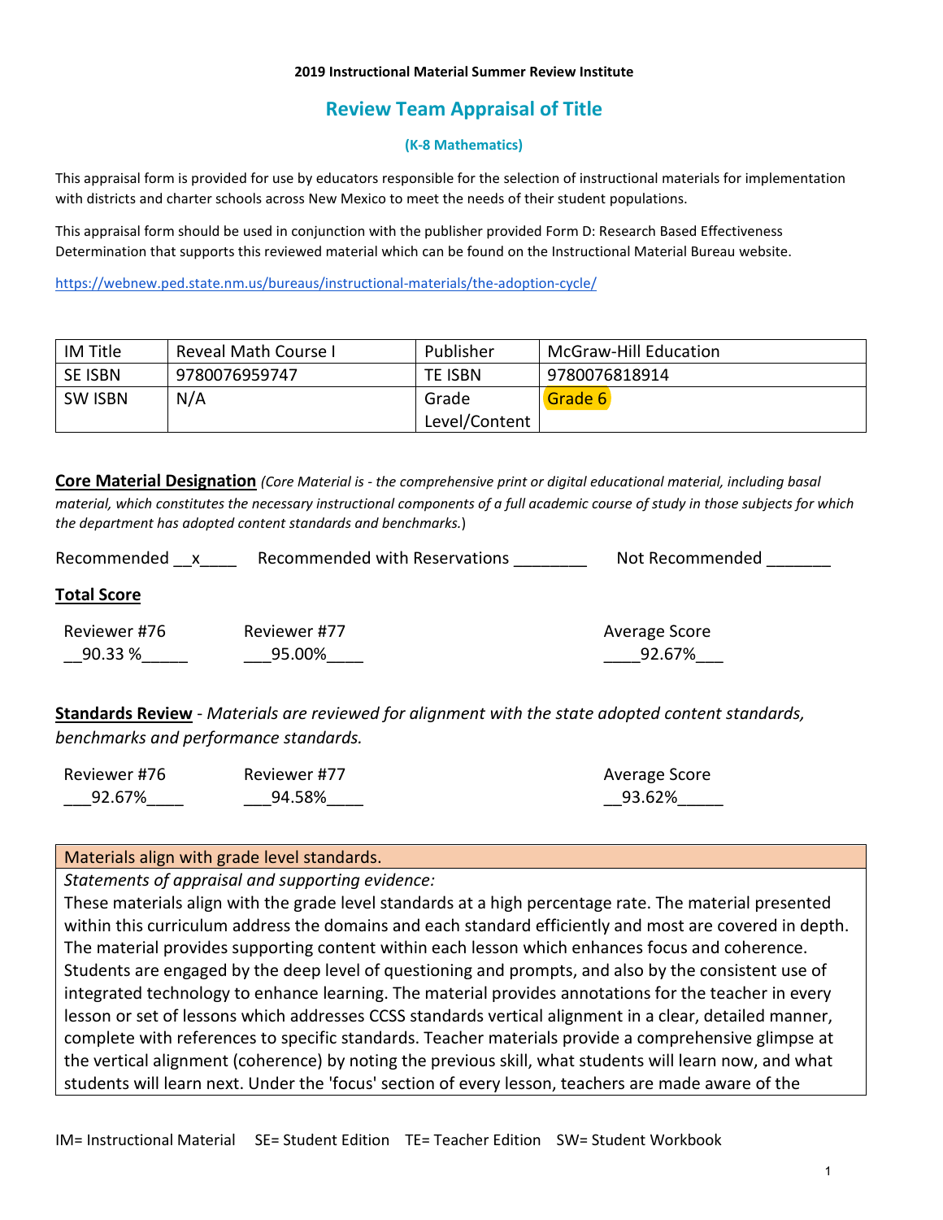**2019 Instructional Material Summer Review Institute**

# Review Team Appraisal of Title

**(K-8 Mathematics)**

This appraisal form is provided for use by educators responsible for the selection of instructional materials for implementation with districts and charter schools across New Mexico to meet the needs of their student populations.

This appraisal form should be used in conjunction with the publisher provided Form D: Research Based Effectiveness Determination that supports this reviewed material which can be found on the Instructional Material Bureau website.

https://webnew.ped.state.nm.us/bureaus/instructional-materials/the-adoption-cycle/

| IM Title | Reveal Math Course I | Publisher | McGraw-Hill Education |
|---|---|---|---|
| SE ISBN | 9780076959747 | TE ISBN | 9780076818914 |
| SW ISBN | N/A | Grade Level/Content | Grade 6 |

**Core Material Designation** *(Core Material is - the comprehensive print or digital educational material, including basal material, which constitutes the necessary instructional components of a full academic course of study in those subjects for which the department has adopted content standards and benchmarks.*)

Recommended __x____ Recommended with Reservations ________ Not Recommended _______

**Total Score**

| Reviewer #76 | Reviewer #77 | Average Score |
|---|---|---|
| __90.33 %_____ | ___95.00%____ | ____92.67%___ |

**Standards Review** - *Materials are reviewed for alignment with the state adopted content standards, benchmarks and performance standards.*

| Reviewer #76 | Reviewer #77 | Average Score |
|---|---|---|
| ___92.67%____ | ___94.58%____ | __93.62%_____ |

| Materials align with grade level standards. |
|---|
| *Statements of appraisal and supporting evidence:* These materials align with the grade level standards at a high percentage rate. The material presented within this curriculum address the domains and each standard efficiently and most are covered in depth. The material provides supporting content within each lesson which enhances focus and coherence. Students are engaged by the deep level of questioning and prompts, and also by the consistent use of integrated technology to enhance learning. The material provides annotations for the teacher in every lesson or set of lessons which addresses CCSS standards vertical alignment in a clear, detailed manner, complete with references to specific standards. Teacher materials provide a comprehensive glimpse at the vertical alignment (coherence) by noting the previous skill, what students will learn now, and what students will learn next. Under the 'focus' section of every lesson, teachers are made aware of the |

IM= Instructional Material SE= Student Edition TE= Teacher Edition SW= Student Workbook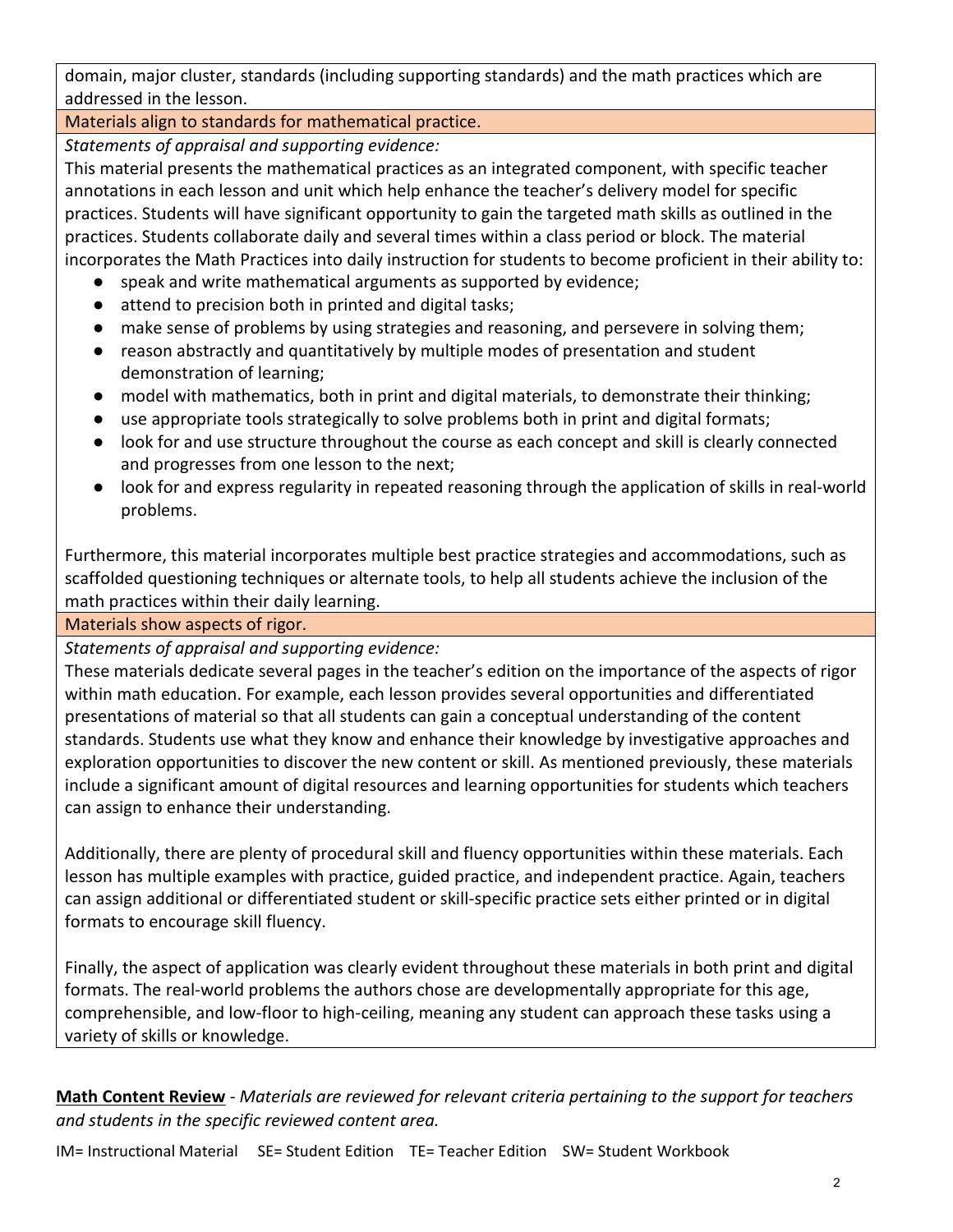domain, major cluster, standards (including supporting standards) and the math practices which are addressed in the lesson.

**Materials align to standards for mathematical practice.**

*Statements of appraisal and supporting evidence:*

This material presents the mathematical practices as an integrated component, with specific teacher annotations in each lesson and unit which help enhance the teacher's delivery model for specific practices. Students will have significant opportunity to gain the targeted math skills as outlined in the practices. Students collaborate daily and several times within a class period or block. The material incorporates the Math Practices into daily instruction for students to become proficient in their ability to:

- speak and write mathematical arguments as supported by evidence;
- attend to precision both in printed and digital tasks;
- make sense of problems by using strategies and reasoning, and persevere in solving them;
- reason abstractly and quantitatively by multiple modes of presentation and student demonstration of learning;
- model with mathematics, both in print and digital materials, to demonstrate their thinking;
- use appropriate tools strategically to solve problems both in print and digital formats;
- look for and use structure throughout the course as each concept and skill is clearly connected and progresses from one lesson to the next;
- look for and express regularity in repeated reasoning through the application of skills in real-world problems.

Furthermore, this material incorporates multiple best practice strategies and accommodations, such as scaffolded questioning techniques or alternate tools, to help all students achieve the inclusion of the math practices within their daily learning.

**Materials show aspects of rigor.**

*Statements of appraisal and supporting evidence:*

These materials dedicate several pages in the teacher's edition on the importance of the aspects of rigor within math education. For example, each lesson provides several opportunities and differentiated presentations of material so that all students can gain a conceptual understanding of the content standards. Students use what they know and enhance their knowledge by investigative approaches and exploration opportunities to discover the new content or skill. As mentioned previously, these materials include a significant amount of digital resources and learning opportunities for students which teachers can assign to enhance their understanding.

Additionally, there are plenty of procedural skill and fluency opportunities within these materials. Each lesson has multiple examples with practice, guided practice, and independent practice. Again, teachers can assign additional or differentiated student or skill-specific practice sets either printed or in digital formats to encourage skill fluency.

Finally, the aspect of application was clearly evident throughout these materials in both print and digital formats. The real-world problems the authors chose are developmentally appropriate for this age, comprehensible, and low-floor to high-ceiling, meaning any student can approach these tasks using a variety of skills or knowledge.

**Math Content Review** - *Materials are reviewed for relevant criteria pertaining to the support for teachers and students in the specific reviewed content area.*

IM= Instructional Material SE= Student Edition TE= Teacher Edition SW= Student Workbook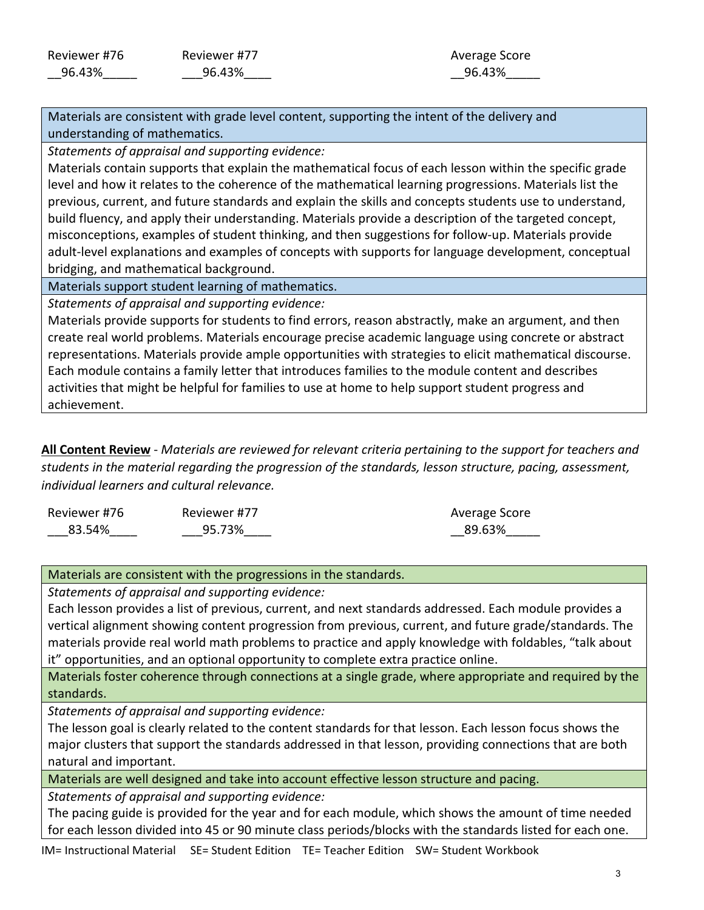| Reviewer #76 | Reviewer #77 | Average Score |
|---|---|---|
| __96.43%_____ | ___96.43%____ | __96.43%_____ |

| Materials are consistent with grade level content, supporting the intent of the delivery and understanding of mathematics. |
|---|
| *Statements of appraisal and supporting evidence:* Materials contain supports that explain the mathematical focus of each lesson within the specific grade level and how it relates to the coherence of the mathematical learning progressions. Materials list the previous, current, and future standards and explain the skills and concepts students use to understand, build fluency, and apply their understanding. Materials provide a description of the targeted concept, misconceptions, examples of student thinking, and then suggestions for follow-up. Materials provide adult-level explanations and examples of concepts with supports for language development, conceptual bridging, and mathematical background. |
| Materials support student learning of mathematics. |
| *Statements of appraisal and supporting evidence:* Materials provide supports for students to find errors, reason abstractly, make an argument, and then create real world problems. Materials encourage precise academic language using concrete or abstract representations. Materials provide ample opportunities with strategies to elicit mathematical discourse. Each module contains a family letter that introduces families to the module content and describes activities that might be helpful for families to use at home to help support student progress and achievement. |

**<u>All Content Review</u>** - *Materials are reviewed for relevant criteria pertaining to the support for teachers and students in the material regarding the progression of the standards, lesson structure, pacing, assessment, individual learners and cultural relevance.*

| Reviewer #76 | Reviewer #77 | Average Score |
|---|---|---|
| ___83.54%____ | ___95.73%____ | __89.63%_____ |

| Materials are consistent with the progressions in the standards. |
|---|
| *Statements of appraisal and supporting evidence:* Each lesson provides a list of previous, current, and next standards addressed. Each module provides a vertical alignment showing content progression from previous, current, and future grade/standards. The materials provide real world math problems to practice and apply knowledge with foldables, "talk about it" opportunities, and an optional opportunity to complete extra practice online. |
| Materials foster coherence through connections at a single grade, where appropriate and required by the standards. |
| *Statements of appraisal and supporting evidence:* The lesson goal is clearly related to the content standards for that lesson. Each lesson focus shows the major clusters that support the standards addressed in that lesson, providing connections that are both natural and important. |
| Materials are well designed and take into account effective lesson structure and pacing. |
| *Statements of appraisal and supporting evidence:* The pacing guide is provided for the year and for each module, which shows the amount of time needed for each lesson divided into 45 or 90 minute class periods/blocks with the standards listed for each one. |

IM= Instructional Material SE= Student Edition TE= Teacher Edition SW= Student Workbook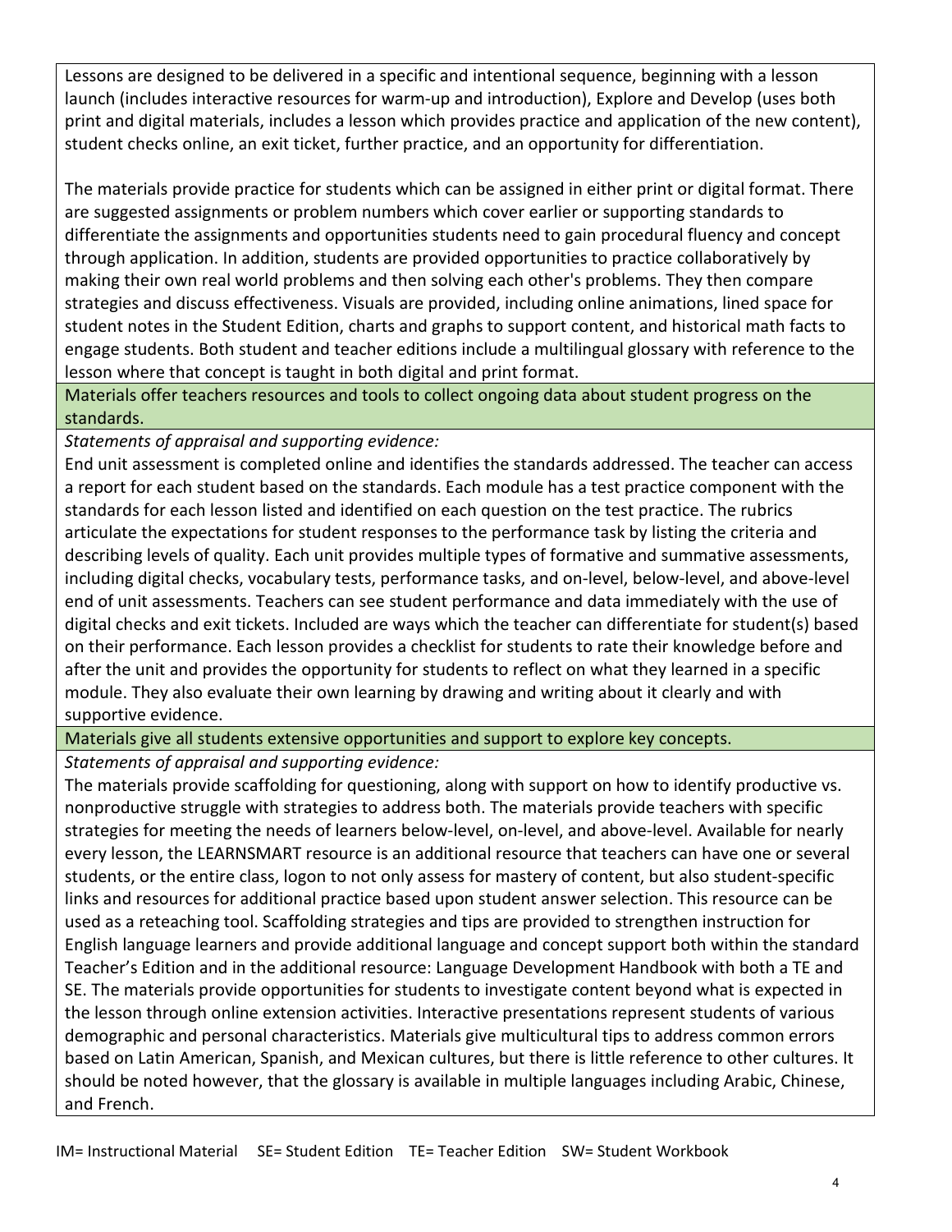Lessons are designed to be delivered in a specific and intentional sequence, beginning with a lesson launch (includes interactive resources for warm-up and introduction), Explore and Develop (uses both print and digital materials, includes a lesson which provides practice and application of the new content), student checks online, an exit ticket, further practice, and an opportunity for differentiation.

The materials provide practice for students which can be assigned in either print or digital format. There are suggested assignments or problem numbers which cover earlier or supporting standards to differentiate the assignments and opportunities students need to gain procedural fluency and concept through application. In addition, students are provided opportunities to practice collaboratively by making their own real world problems and then solving each other's problems. They then compare strategies and discuss effectiveness. Visuals are provided, including online animations, lined space for student notes in the Student Edition, charts and graphs to support content, and historical math facts to engage students. Both student and teacher editions include a multilingual glossary with reference to the lesson where that concept is taught in both digital and print format.

**Materials offer teachers resources and tools to collect ongoing data about student progress on the standards.**

*Statements of appraisal and supporting evidence:*

End unit assessment is completed online and identifies the standards addressed. The teacher can access a report for each student based on the standards. Each module has a test practice component with the standards for each lesson listed and identified on each question on the test practice. The rubrics articulate the expectations for student responses to the performance task by listing the criteria and describing levels of quality. Each unit provides multiple types of formative and summative assessments, including digital checks, vocabulary tests, performance tasks, and on-level, below-level, and above-level end of unit assessments. Teachers can see student performance and data immediately with the use of digital checks and exit tickets. Included are ways which the teacher can differentiate for student(s) based on their performance. Each lesson provides a checklist for students to rate their knowledge before and after the unit and provides the opportunity for students to reflect on what they learned in a specific module. They also evaluate their own learning by drawing and writing about it clearly and with supportive evidence.

**Materials give all students extensive opportunities and support to explore key concepts.**

*Statements of appraisal and supporting evidence:*

The materials provide scaffolding for questioning, along with support on how to identify productive vs. nonproductive struggle with strategies to address both. The materials provide teachers with specific strategies for meeting the needs of learners below-level, on-level, and above-level. Available for nearly every lesson, the LEARNSMART resource is an additional resource that teachers can have one or several students, or the entire class, logon to not only assess for mastery of content, but also student-specific links and resources for additional practice based upon student answer selection. This resource can be used as a reteaching tool. Scaffolding strategies and tips are provided to strengthen instruction for English language learners and provide additional language and concept support both within the standard Teacher's Edition and in the additional resource: Language Development Handbook with both a TE and SE. The materials provide opportunities for students to investigate content beyond what is expected in the lesson through online extension activities. Interactive presentations represent students of various demographic and personal characteristics. Materials give multicultural tips to address common errors based on Latin American, Spanish, and Mexican cultures, but there is little reference to other cultures. It should be noted however, that the glossary is available in multiple languages including Arabic, Chinese, and French.

IM= Instructional Material SE= Student Edition TE= Teacher Edition SW= Student Workbook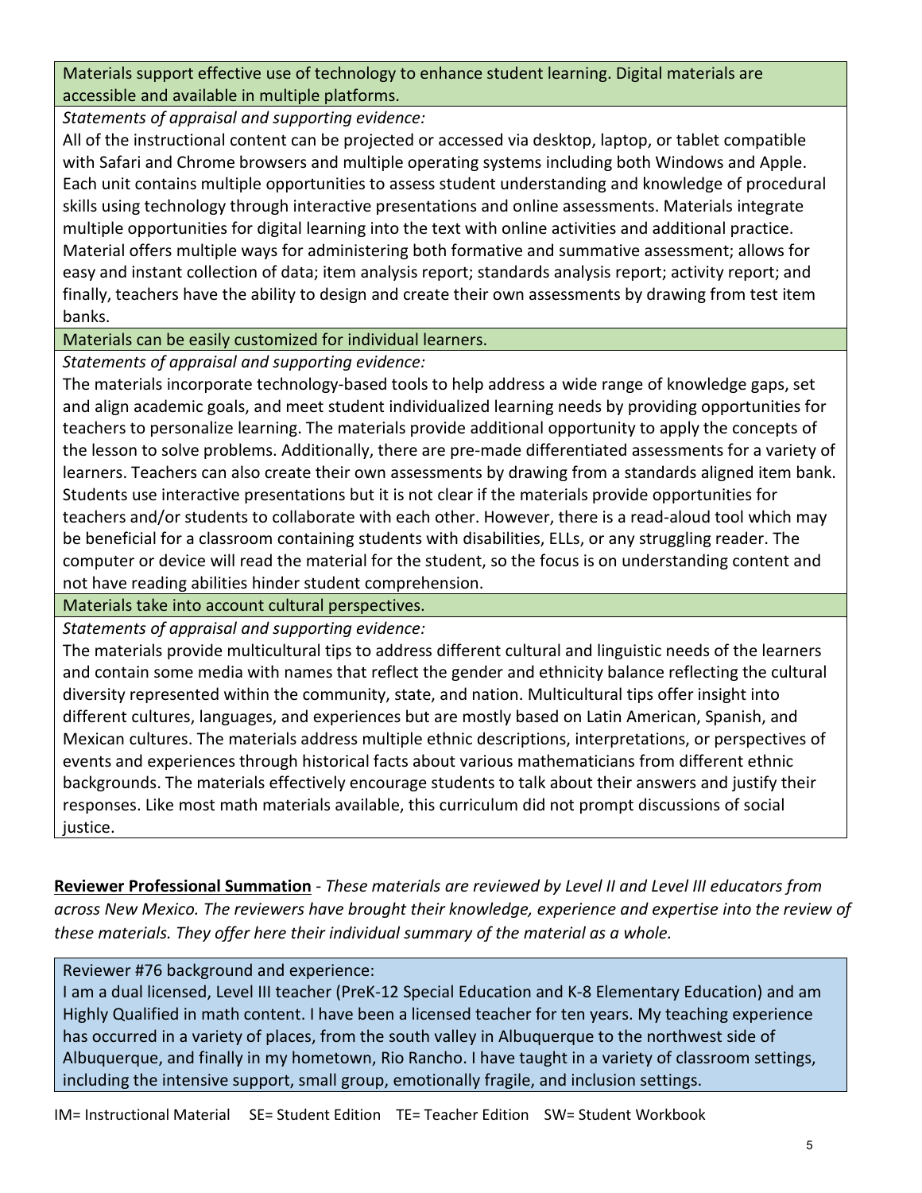| Materials support effective use of technology to enhance student learning. Digital materials are accessible and available in multiple platforms. |
|---|
| *Statements of appraisal and supporting evidence:* |
| All of the instructional content can be projected or accessed via desktop, laptop, or tablet compatible with Safari and Chrome browsers and multiple operating systems including both Windows and Apple. Each unit contains multiple opportunities to assess student understanding and knowledge of procedural skills using technology through interactive presentations and online assessments. Materials integrate multiple opportunities for digital learning into the text with online activities and additional practice. Material offers multiple ways for administering both formative and summative assessment; allows for easy and instant collection of data; item analysis report; standards analysis report; activity report; and finally, teachers have the ability to design and create their own assessments by drawing from test item banks. |
| Materials can be easily customized for individual learners. |
| *Statements of appraisal and supporting evidence:* |
| The materials incorporate technology-based tools to help address a wide range of knowledge gaps, set and align academic goals, and meet student individualized learning needs by providing opportunities for teachers to personalize learning. The materials provide additional opportunity to apply the concepts of the lesson to solve problems. Additionally, there are pre-made differentiated assessments for a variety of learners. Teachers can also create their own assessments by drawing from a standards aligned item bank. Students use interactive presentations but it is not clear if the materials provide opportunities for teachers and/or students to collaborate with each other. However, there is a read-aloud tool which may be beneficial for a classroom containing students with disabilities, ELLs, or any struggling reader. The computer or device will read the material for the student, so the focus is on understanding content and not have reading abilities hinder student comprehension. |
| Materials take into account cultural perspectives. |
| *Statements of appraisal and supporting evidence:* |
| The materials provide multicultural tips to address different cultural and linguistic needs of the learners and contain some media with names that reflect the gender and ethnicity balance reflecting the cultural diversity represented within the community, state, and nation. Multicultural tips offer insight into different cultures, languages, and experiences but are mostly based on Latin American, Spanish, and Mexican cultures. The materials address multiple ethnic descriptions, interpretations, or perspectives of events and experiences through historical facts about various mathematicians from different ethnic backgrounds. The materials effectively encourage students to talk about their answers and justify their responses. Like most math materials available, this curriculum did not prompt discussions of social justice. |

**Reviewer Professional Summation** - *These materials are reviewed by Level II and Level III educators from across New Mexico. The reviewers have brought their knowledge, experience and expertise into the review of these materials. They offer here their individual summary of the material as a whole.*

| Reviewer #76 background and experience: |
|---|
| I am a dual licensed, Level III teacher (PreK-12 Special Education and K-8 Elementary Education) and am Highly Qualified in math content. I have been a licensed teacher for ten years. My teaching experience has occurred in a variety of places, from the south valley in Albuquerque to the northwest side of Albuquerque, and finally in my hometown, Rio Rancho. I have taught in a variety of classroom settings, including the intensive support, small group, emotionally fragile, and inclusion settings. |

IM= Instructional Material SE= Student Edition TE= Teacher Edition SW= Student Workbook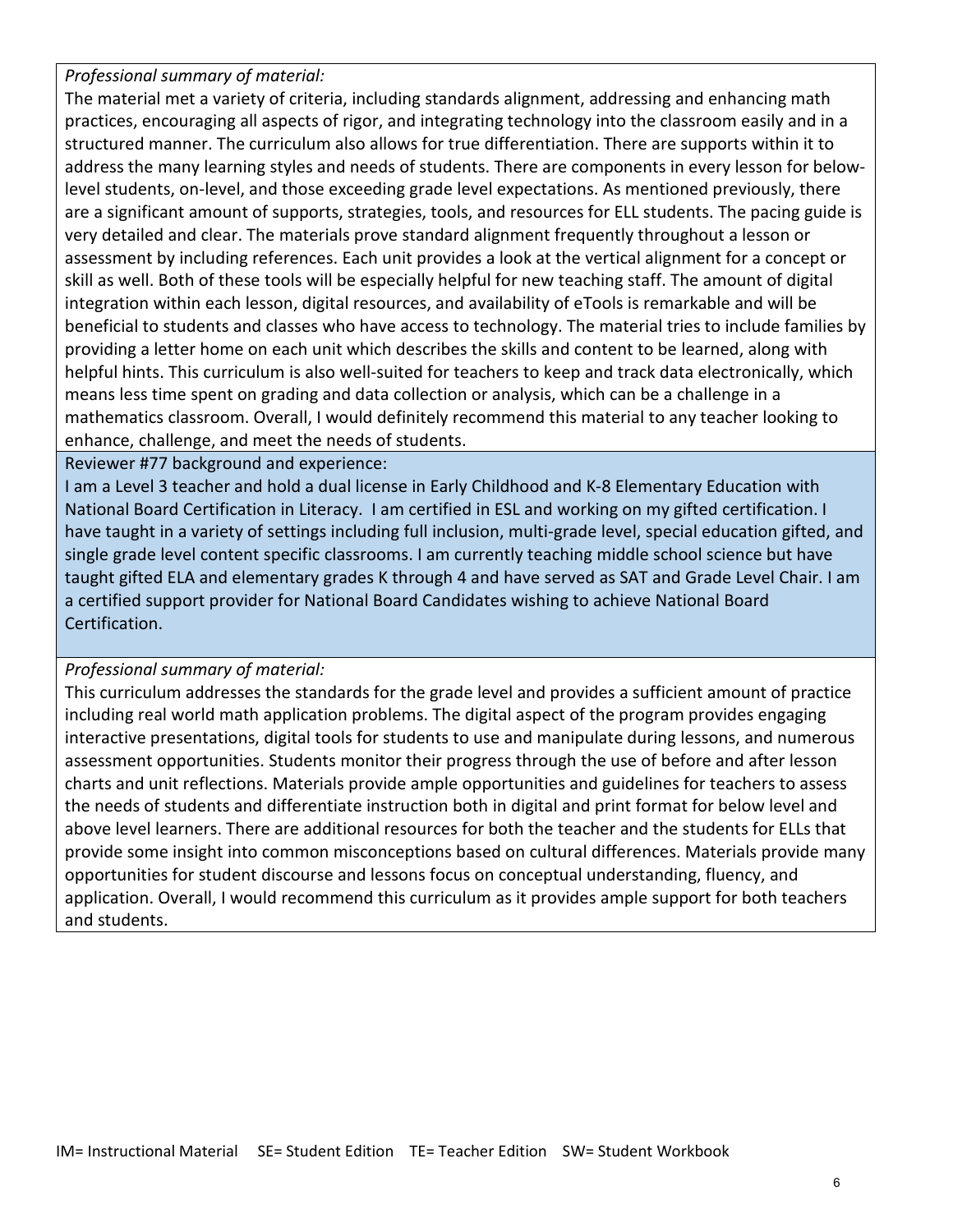*Professional summary of material:*

The material met a variety of criteria, including standards alignment, addressing and enhancing math practices, encouraging all aspects of rigor, and integrating technology into the classroom easily and in a structured manner. The curriculum also allows for true differentiation. There are supports within it to address the many learning styles and needs of students. There are components in every lesson for below-level students, on-level, and those exceeding grade level expectations. As mentioned previously, there are a significant amount of supports, strategies, tools, and resources for ELL students. The pacing guide is very detailed and clear. The materials prove standard alignment frequently throughout a lesson or assessment by including references. Each unit provides a look at the vertical alignment for a concept or skill as well. Both of these tools will be especially helpful for new teaching staff. The amount of digital integration within each lesson, digital resources, and availability of eTools is remarkable and will be beneficial to students and classes who have access to technology. The material tries to include families by providing a letter home on each unit which describes the skills and content to be learned, along with helpful hints. This curriculum is also well-suited for teachers to keep and track data electronically, which means less time spent on grading and data collection or analysis, which can be a challenge in a mathematics classroom. Overall, I would definitely recommend this material to any teacher looking to enhance, challenge, and meet the needs of students.

Reviewer #77 background and experience:

I am a Level 3 teacher and hold a dual license in Early Childhood and K-8 Elementary Education with National Board Certification in Literacy. I am certified in ESL and working on my gifted certification. I have taught in a variety of settings including full inclusion, multi-grade level, special education gifted, and single grade level content specific classrooms. I am currently teaching middle school science but have taught gifted ELA and elementary grades K through 4 and have served as SAT and Grade Level Chair. I am a certified support provider for National Board Candidates wishing to achieve National Board Certification.

*Professional summary of material:*

This curriculum addresses the standards for the grade level and provides a sufficient amount of practice including real world math application problems. The digital aspect of the program provides engaging interactive presentations, digital tools for students to use and manipulate during lessons, and numerous assessment opportunities. Students monitor their progress through the use of before and after lesson charts and unit reflections. Materials provide ample opportunities and guidelines for teachers to assess the needs of students and differentiate instruction both in digital and print format for below level and above level learners. There are additional resources for both the teacher and the students for ELLs that provide some insight into common misconceptions based on cultural differences. Materials provide many opportunities for student discourse and lessons focus on conceptual understanding, fluency, and application. Overall, I would recommend this curriculum as it provides ample support for both teachers and students.

IM= Instructional Material SE= Student Edition TE= Teacher Edition SW= Student Workbook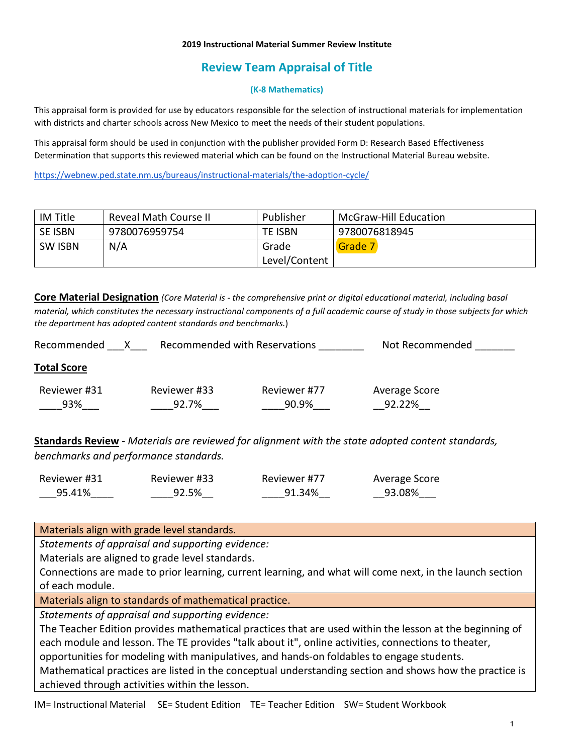**2019 Instructional Material Summer Review Institute**

## Review Team Appraisal of Title

### (K-8 Mathematics)

This appraisal form is provided for use by educators responsible for the selection of instructional materials for implementation with districts and charter schools across New Mexico to meet the needs of their student populations.

This appraisal form should be used in conjunction with the publisher provided Form D: Research Based Effectiveness Determination that supports this reviewed material which can be found on the Instructional Material Bureau website.

https://webnew.ped.state.nm.us/bureaus/instructional-materials/the-adoption-cycle/

| IM Title | Reveal Math Course II | Publisher | McGraw-Hill Education |
|---|---|---|---|
| SE ISBN | 9780076959754 | TE ISBN | 9780076818945 |
| SW ISBN | N/A | Grade Level/Content | Grade 7 |

**Core Material Designation** *(Core Material is - the comprehensive print or digital educational material, including basal material, which constitutes the necessary instructional components of a full academic course of study in those subjects for which the department has adopted content standards and benchmarks.)*

Recommended \_\_\_X\_\_\_ Recommended with Reservations \_\_\_\_\_\_\_\_ Not Recommended \_\_\_\_\_\_\_

**Total Score**

| Reviewer #31 | Reviewer #33 | Reviewer #77 | Average Score |
|---|---|---|---|
| 93% | 92.7% | 90.9% | 92.22% |

**Standards Review** - *Materials are reviewed for alignment with the state adopted content standards, benchmarks and performance standards.*

| Reviewer #31 | Reviewer #33 | Reviewer #77 | Average Score |
|---|---|---|---|
| 95.41% | 92.5% | 91.34% | 93.08% |

| Materials align with grade level standards. |
|---|
| *Statements of appraisal and supporting evidence:*<br>Materials are aligned to grade level standards.<br>Connections are made to prior learning, current learning, and what will come next, in the launch section of each module. |
| Materials align to standards of mathematical practice. |
| *Statements of appraisal and supporting evidence:*<br>The Teacher Edition provides mathematical practices that are used within the lesson at the beginning of each module and lesson. The TE provides "talk about it", online activities, connections to theater, opportunities for modeling with manipulatives, and hands-on foldables to engage students.<br>Mathematical practices are listed in the conceptual understanding section and shows how the practice is achieved through activities within the lesson. |

IM= Instructional Material SE= Student Edition TE= Teacher Edition SW= Student Workbook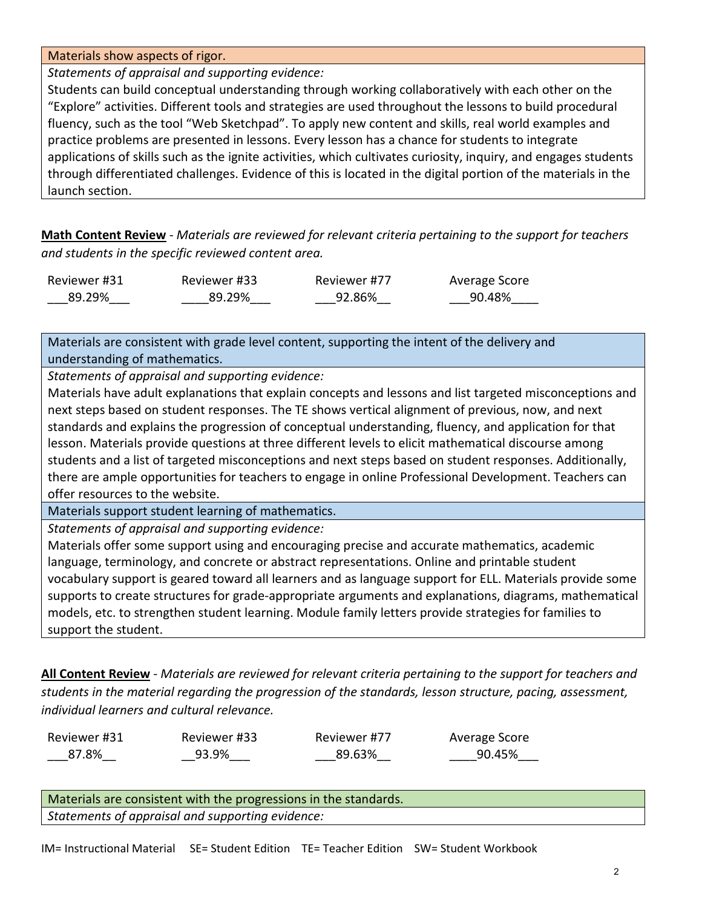| Materials show aspects of rigor. |
|---|
| *Statements of appraisal and supporting evidence:* |
| Students can build conceptual understanding through working collaboratively with each other on the "Explore" activities. Different tools and strategies are used throughout the lessons to build procedural fluency, such as the tool "Web Sketchpad". To apply new content and skills, real world examples and practice problems are presented in lessons. Every lesson has a chance for students to integrate applications of skills such as the ignite activities, which cultivates curiosity, inquiry, and engages students through differentiated challenges. Evidence of this is located in the digital portion of the materials in the launch section. |

**Math Content Review** - *Materials are reviewed for relevant criteria pertaining to the support for teachers and students in the specific reviewed content area.*

| Reviewer #31 | Reviewer #33 | Reviewer #77 | Average Score |
|---|---|---|---|
| 89.29% | 89.29% | 92.86% | 90.48% |

| Materials are consistent with grade level content, supporting the intent of the delivery and understanding of mathematics. |
|---|
| *Statements of appraisal and supporting evidence:* |
| Materials have adult explanations that explain concepts and lessons and list targeted misconceptions and next steps based on student responses. The TE shows vertical alignment of previous, now, and next standards and explains the progression of conceptual understanding, fluency, and application for that lesson. Materials provide questions at three different levels to elicit mathematical discourse among students and a list of targeted misconceptions and next steps based on student responses. Additionally, there are ample opportunities for teachers to engage in online Professional Development. Teachers can offer resources to the website. |
| Materials support student learning of mathematics. |
| *Statements of appraisal and supporting evidence:* |
| Materials offer some support using and encouraging precise and accurate mathematics, academic language, terminology, and concrete or abstract representations. Online and printable student vocabulary support is geared toward all learners and as language support for ELL. Materials provide some supports to create structures for grade-appropriate arguments and explanations, diagrams, mathematical models, etc. to strengthen student learning. Module family letters provide strategies for families to support the student. |

**All Content Review** - *Materials are reviewed for relevant criteria pertaining to the support for teachers and students in the material regarding the progression of the standards, lesson structure, pacing, assessment, individual learners and cultural relevance.*

| Reviewer #31 | Reviewer #33 | Reviewer #77 | Average Score |
|---|---|---|---|
| 87.8% | 93.9% | 89.63% | 90.45% |

| Materials are consistent with the progressions in the standards. |
|---|
| *Statements of appraisal and supporting evidence:* |

IM= Instructional Material SE= Student Edition TE= Teacher Edition SW= Student Workbook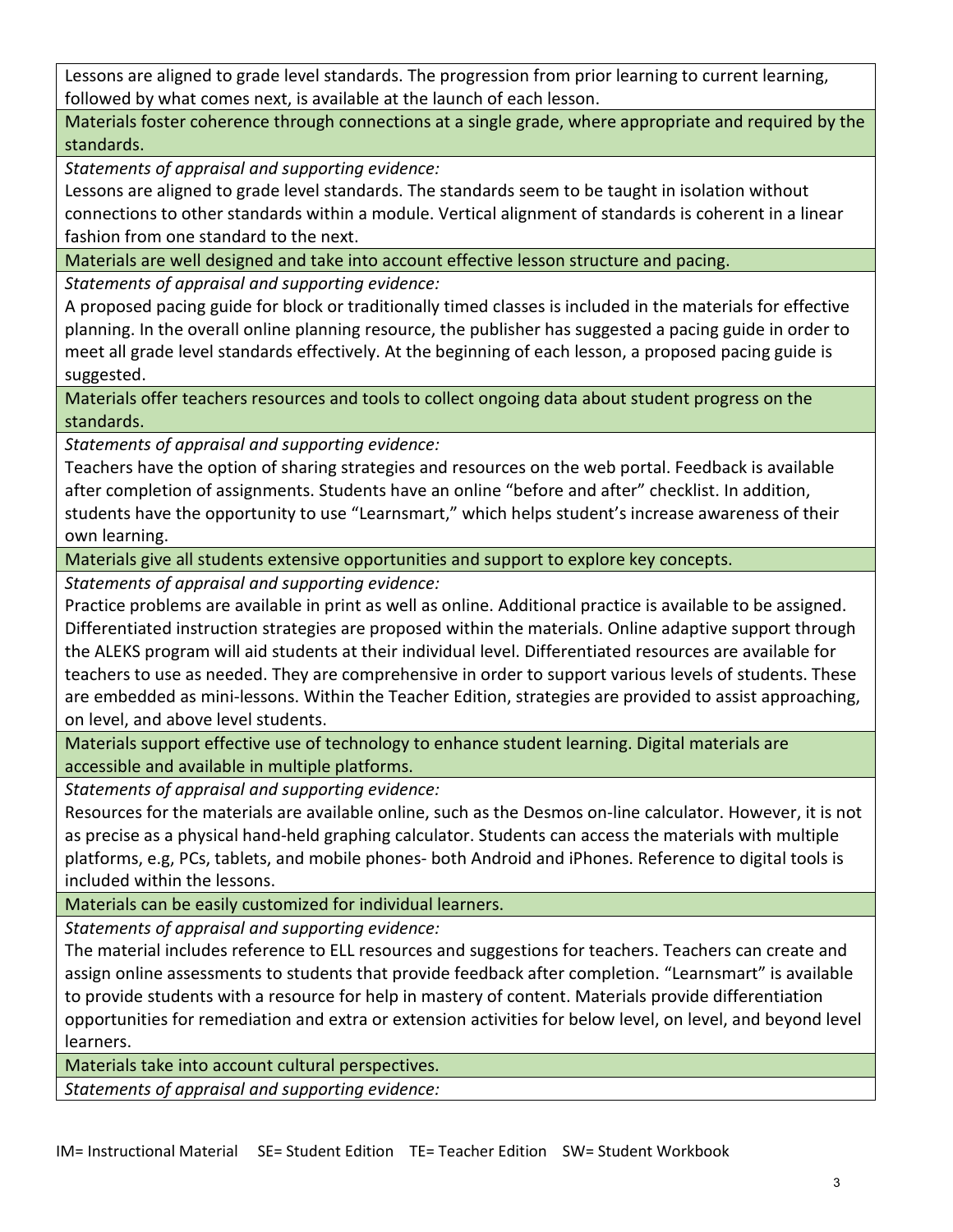Lessons are aligned to grade level standards. The progression from prior learning to current learning, followed by what comes next, is available at the launch of each lesson.

**Materials foster coherence through connections at a single grade, where appropriate and required by the standards.**

*Statements of appraisal and supporting evidence:*

Lessons are aligned to grade level standards. The standards seem to be taught in isolation without connections to other standards within a module. Vertical alignment of standards is coherent in a linear fashion from one standard to the next.

**Materials are well designed and take into account effective lesson structure and pacing.**

*Statements of appraisal and supporting evidence:*

A proposed pacing guide for block or traditionally timed classes is included in the materials for effective planning. In the overall online planning resource, the publisher has suggested a pacing guide in order to meet all grade level standards effectively. At the beginning of each lesson, a proposed pacing guide is suggested.

**Materials offer teachers resources and tools to collect ongoing data about student progress on the standards.**

*Statements of appraisal and supporting evidence:*

Teachers have the option of sharing strategies and resources on the web portal. Feedback is available after completion of assignments. Students have an online "before and after" checklist. In addition, students have the opportunity to use "Learnsmart," which helps student's increase awareness of their own learning.

**Materials give all students extensive opportunities and support to explore key concepts.**

*Statements of appraisal and supporting evidence:*

Practice problems are available in print as well as online. Additional practice is available to be assigned. Differentiated instruction strategies are proposed within the materials. Online adaptive support through the ALEKS program will aid students at their individual level. Differentiated resources are available for teachers to use as needed. They are comprehensive in order to support various levels of students. These are embedded as mini-lessons. Within the Teacher Edition, strategies are provided to assist approaching, on level, and above level students.

**Materials support effective use of technology to enhance student learning. Digital materials are accessible and available in multiple platforms.**

*Statements of appraisal and supporting evidence:*

Resources for the materials are available online, such as the Desmos on-line calculator. However, it is not as precise as a physical hand-held graphing calculator. Students can access the materials with multiple platforms, e.g, PCs, tablets, and mobile phones- both Android and iPhones. Reference to digital tools is included within the lessons.

**Materials can be easily customized for individual learners.**

*Statements of appraisal and supporting evidence:*

The material includes reference to ELL resources and suggestions for teachers. Teachers can create and assign online assessments to students that provide feedback after completion. "Learnsmart" is available to provide students with a resource for help in mastery of content. Materials provide differentiation opportunities for remediation and extra or extension activities for below level, on level, and beyond level learners.

**Materials take into account cultural perspectives.**

*Statements of appraisal and supporting evidence:*

IM= Instructional Material SE= Student Edition TE= Teacher Edition SW= Student Workbook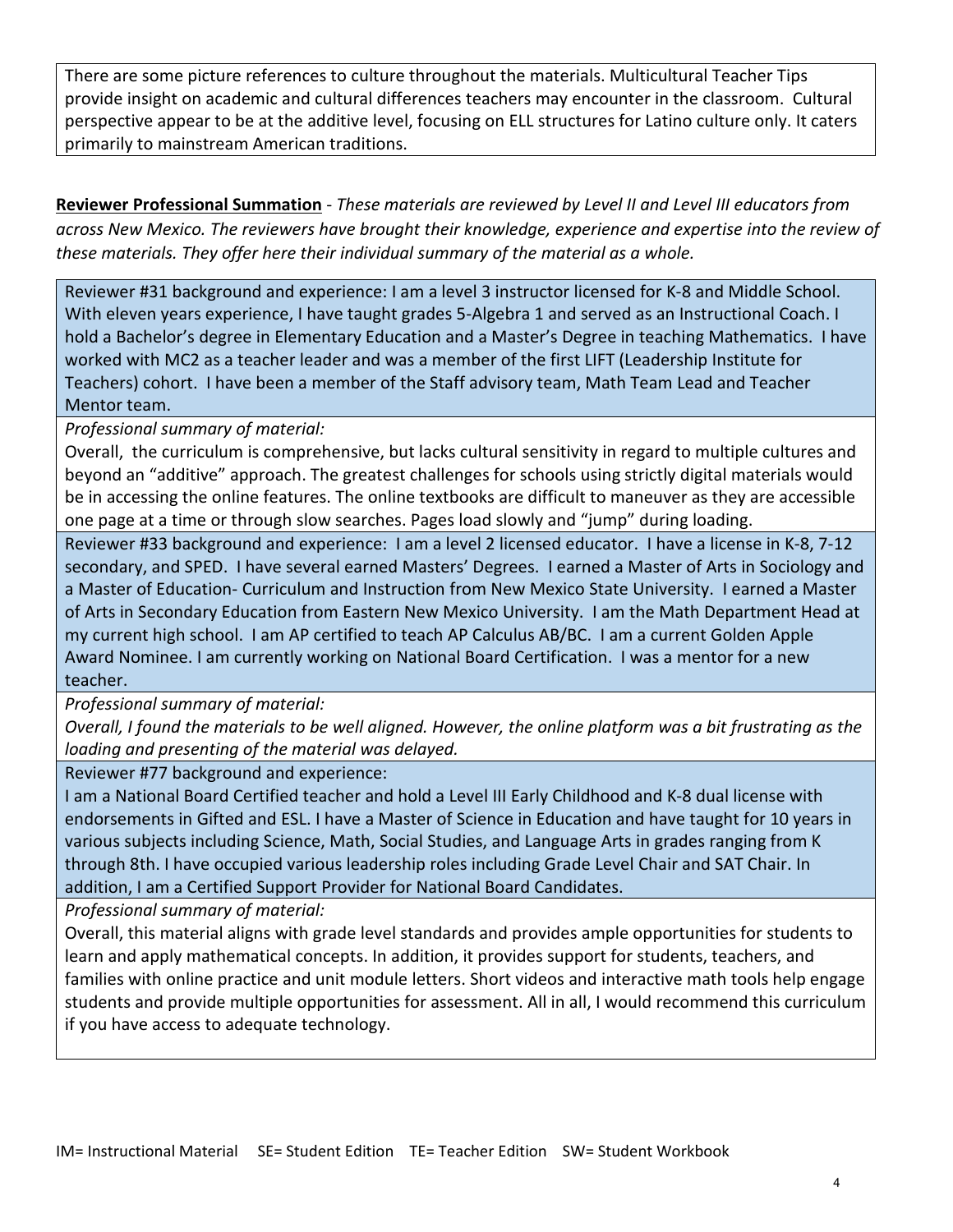There are some picture references to culture throughout the materials. Multicultural Teacher Tips provide insight on academic and cultural differences teachers may encounter in the classroom. Cultural perspective appear to be at the additive level, focusing on ELL structures for Latino culture only. It caters primarily to mainstream American traditions.

**Reviewer Professional Summation** - *These materials are reviewed by Level II and Level III educators from across New Mexico. The reviewers have brought their knowledge, experience and expertise into the review of these materials. They offer here their individual summary of the material as a whole.*

Reviewer #31 background and experience: I am a level 3 instructor licensed for K-8 and Middle School. With eleven years experience, I have taught grades 5-Algebra 1 and served as an Instructional Coach. I hold a Bachelor's degree in Elementary Education and a Master's Degree in teaching Mathematics. I have worked with MC2 as a teacher leader and was a member of the first LIFT (Leadership Institute for Teachers) cohort. I have been a member of the Staff advisory team, Math Team Lead and Teacher Mentor team.

*Professional summary of material:*

Overall, the curriculum is comprehensive, but lacks cultural sensitivity in regard to multiple cultures and beyond an "additive" approach. The greatest challenges for schools using strictly digital materials would be in accessing the online features. The online textbooks are difficult to maneuver as they are accessible one page at a time or through slow searches. Pages load slowly and "jump" during loading.

Reviewer #33 background and experience: I am a level 2 licensed educator. I have a license in K-8, 7-12 secondary, and SPED. I have several earned Masters' Degrees. I earned a Master of Arts in Sociology and a Master of Education- Curriculum and Instruction from New Mexico State University. I earned a Master of Arts in Secondary Education from Eastern New Mexico University. I am the Math Department Head at my current high school. I am AP certified to teach AP Calculus AB/BC. I am a current Golden Apple Award Nominee. I am currently working on National Board Certification. I was a mentor for a new teacher.

*Professional summary of material:*

*Overall, I found the materials to be well aligned. However, the online platform was a bit frustrating as the loading and presenting of the material was delayed.*

Reviewer #77 background and experience:

I am a National Board Certified teacher and hold a Level III Early Childhood and K-8 dual license with endorsements in Gifted and ESL. I have a Master of Science in Education and have taught for 10 years in various subjects including Science, Math, Social Studies, and Language Arts in grades ranging from K through 8th. I have occupied various leadership roles including Grade Level Chair and SAT Chair. In addition, I am a Certified Support Provider for National Board Candidates.

*Professional summary of material:*

Overall, this material aligns with grade level standards and provides ample opportunities for students to learn and apply mathematical concepts. In addition, it provides support for students, teachers, and families with online practice and unit module letters. Short videos and interactive math tools help engage students and provide multiple opportunities for assessment. All in all, I would recommend this curriculum if you have access to adequate technology.

IM= Instructional Material SE= Student Edition TE= Teacher Edition SW= Student Workbook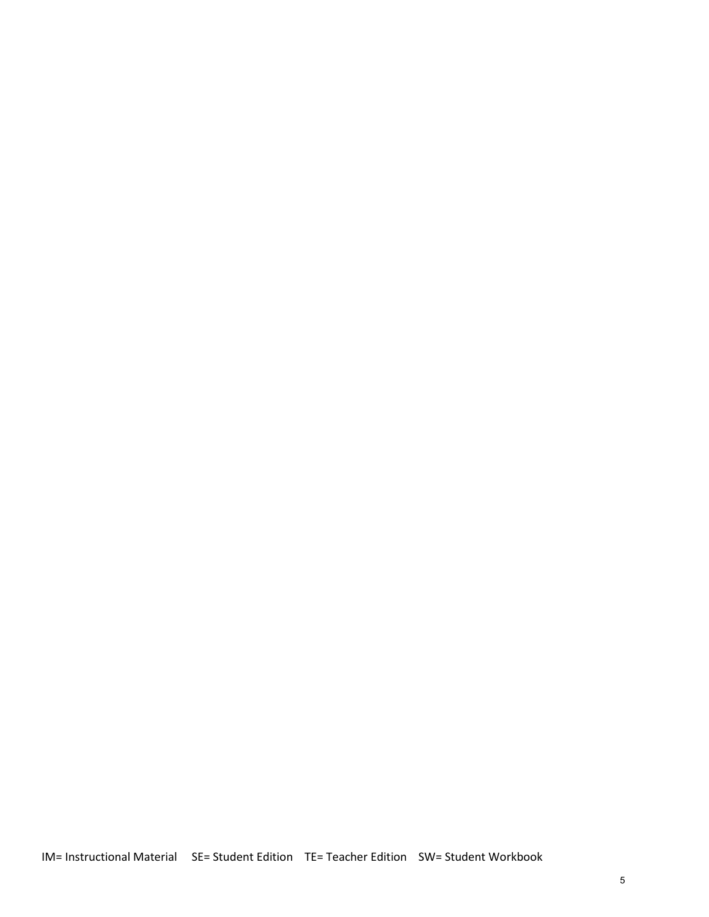IM= Instructional Material SE= Student Edition TE= Teacher Edition SW= Student Workbook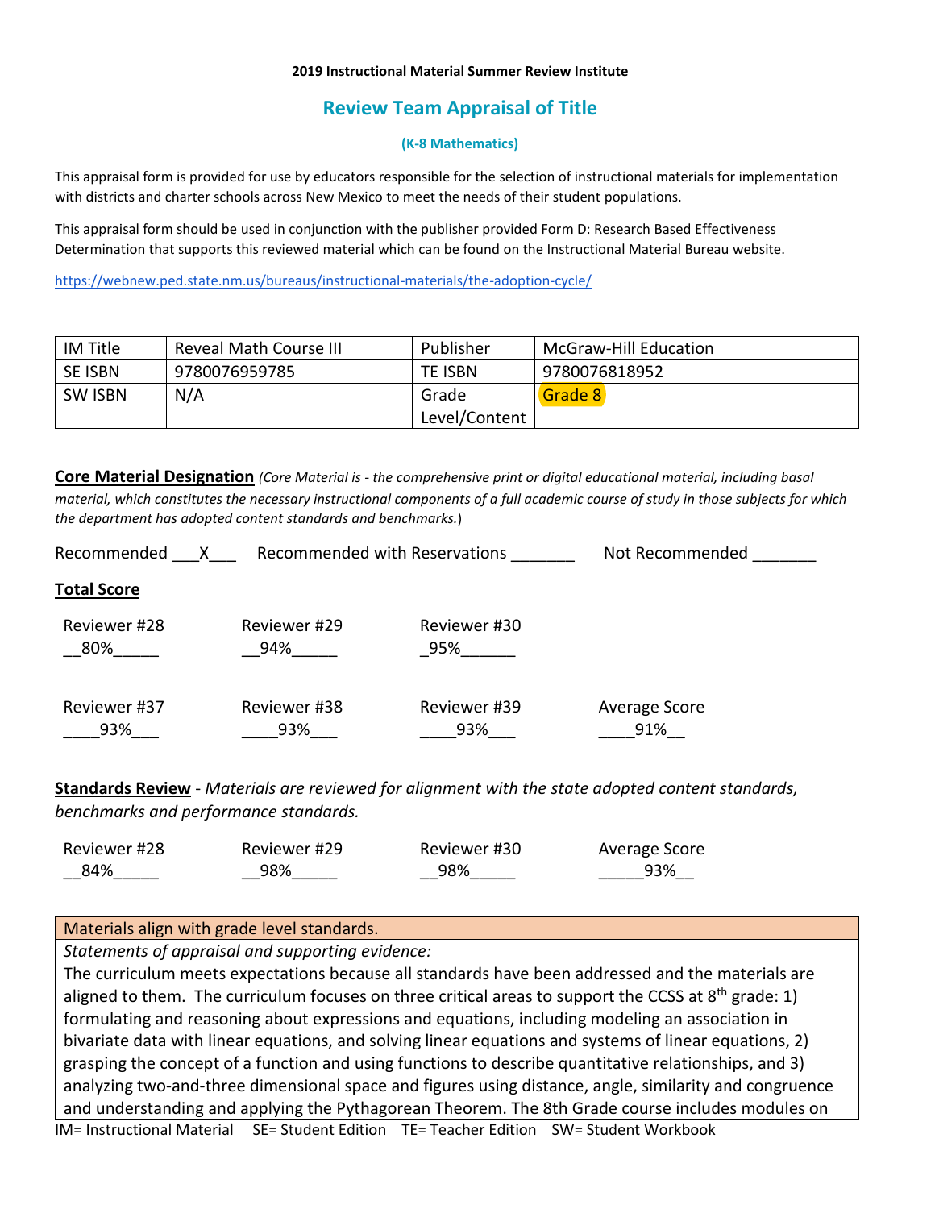**2019 Instructional Material Summer Review Institute**

## Review Team Appraisal of Title

**(K-8 Mathematics)**

This appraisal form is provided for use by educators responsible for the selection of instructional materials for implementation with districts and charter schools across New Mexico to meet the needs of their student populations.

This appraisal form should be used in conjunction with the publisher provided Form D: Research Based Effectiveness Determination that supports this reviewed material which can be found on the Instructional Material Bureau website.

https://webnew.ped.state.nm.us/bureaus/instructional-materials/the-adoption-cycle/

| IM Title | Reveal Math Course III | Publisher | McGraw-Hill Education |
|---|---|---|---|
| SE ISBN | 9780076959785 | TE ISBN | 9780076818952 |
| SW ISBN | N/A | Grade Level/Content | Grade 8 |

**Core Material Designation** *(Core Material is - the comprehensive print or digital educational material, including basal material, which constitutes the necessary instructional components of a full academic course of study in those subjects for which the department has adopted content standards and benchmarks.*)

Recommended ___X___ Recommended with Reservations _______ Not Recommended _______

**Total Score**

| Reviewer #28 | Reviewer #29 | Reviewer #30 | |
|---|---|---|---|
| __80%_____ | __94%_____ | _95%______ | |
| **Reviewer #37** | **Reviewer #38** | **Reviewer #39** | **Average Score** |
| ____93%___ | ____93%___ | ____93%___ | ____91%__ |

**Standards Review** - *Materials are reviewed for alignment with the state adopted content standards, benchmarks and performance standards.*

| Reviewer #28 | Reviewer #29 | Reviewer #30 | Average Score |
|---|---|---|---|
| __84%_____ | __98%_____ | __98%_____ | _____93%__ |

| Materials align with grade level standards. |
|---|
| *Statements of appraisal and supporting evidence:* The curriculum meets expectations because all standards have been addressed and the materials are aligned to them. The curriculum focuses on three critical areas to support the CCSS at 8th grade: 1) formulating and reasoning about expressions and equations, including modeling an association in bivariate data with linear equations, and solving linear equations and systems of linear equations, 2) grasping the concept of a function and using functions to describe quantitative relationships, and 3) analyzing two-and-three dimensional space and figures using distance, angle, similarity and congruence and understanding and applying the Pythagorean Theorem. The 8th Grade course includes modules on |

IM= Instructional Material SE= Student Edition TE= Teacher Edition SW= Student Workbook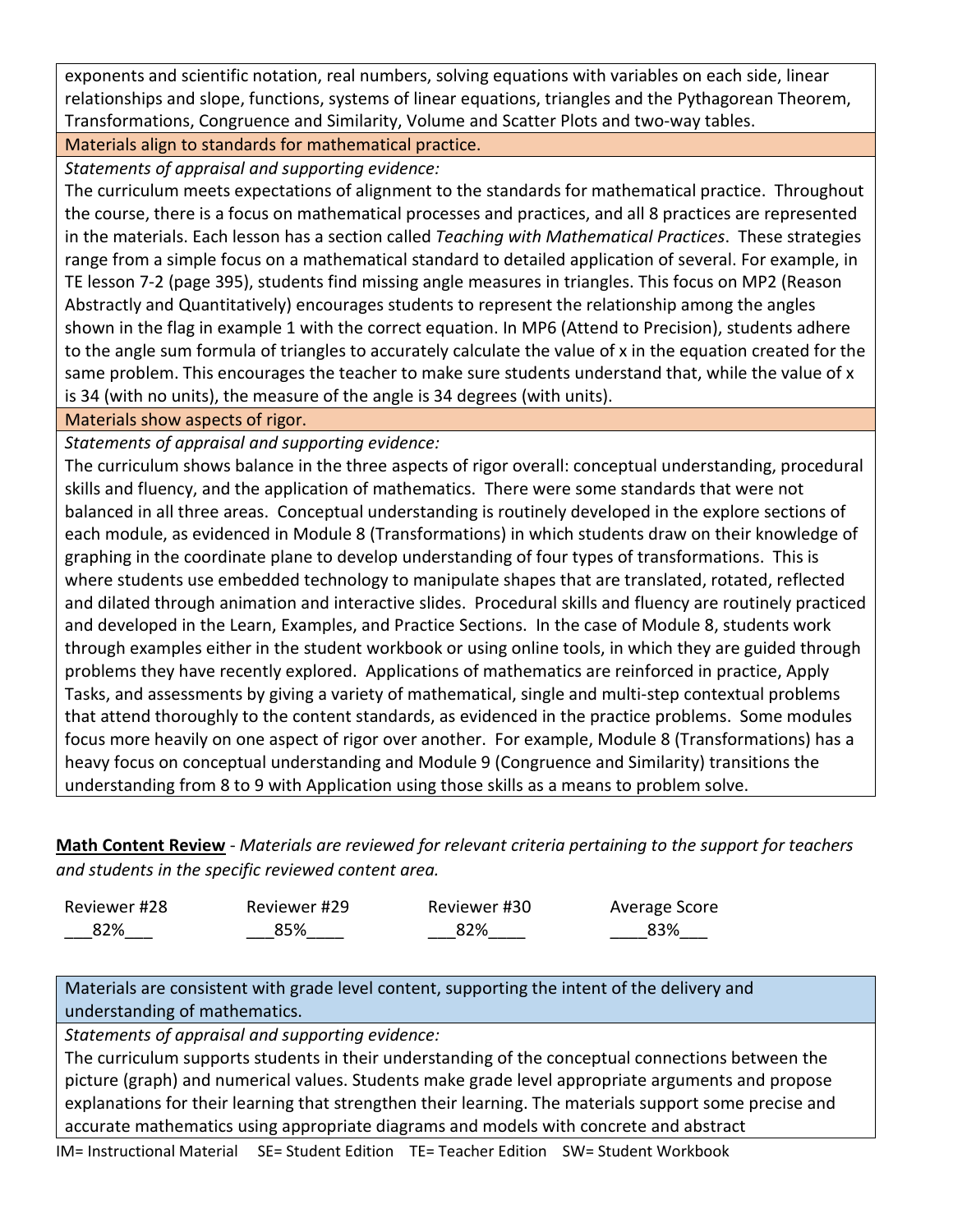exponents and scientific notation, real numbers, solving equations with variables on each side, linear relationships and slope, functions, systems of linear equations, triangles and the Pythagorean Theorem, Transformations, Congruence and Similarity, Volume and Scatter Plots and two-way tables.

**Materials align to standards for mathematical practice.**

*Statements of appraisal and supporting evidence:*

The curriculum meets expectations of alignment to the standards for mathematical practice. Throughout the course, there is a focus on mathematical processes and practices, and all 8 practices are represented in the materials. Each lesson has a section called *Teaching with Mathematical Practices*. These strategies range from a simple focus on a mathematical standard to detailed application of several. For example, in TE lesson 7-2 (page 395), students find missing angle measures in triangles. This focus on MP2 (Reason Abstractly and Quantitatively) encourages students to represent the relationship among the angles shown in the flag in example 1 with the correct equation. In MP6 (Attend to Precision), students adhere to the angle sum formula of triangles to accurately calculate the value of x in the equation created for the same problem. This encourages the teacher to make sure students understand that, while the value of x is 34 (with no units), the measure of the angle is 34 degrees (with units).

**Materials show aspects of rigor.**

*Statements of appraisal and supporting evidence:*

The curriculum shows balance in the three aspects of rigor overall: conceptual understanding, procedural skills and fluency, and the application of mathematics. There were some standards that were not balanced in all three areas. Conceptual understanding is routinely developed in the explore sections of each module, as evidenced in Module 8 (Transformations) in which students draw on their knowledge of graphing in the coordinate plane to develop understanding of four types of transformations. This is where students use embedded technology to manipulate shapes that are translated, rotated, reflected and dilated through animation and interactive slides. Procedural skills and fluency are routinely practiced and developed in the Learn, Examples, and Practice Sections. In the case of Module 8, students work through examples either in the student workbook or using online tools, in which they are guided through problems they have recently explored. Applications of mathematics are reinforced in practice, Apply Tasks, and assessments by giving a variety of mathematical, single and multi-step contextual problems that attend thoroughly to the content standards, as evidenced in the practice problems. Some modules focus more heavily on one aspect of rigor over another. For example, Module 8 (Transformations) has a heavy focus on conceptual understanding and Module 9 (Congruence and Similarity) transitions the understanding from 8 to 9 with Application using those skills as a means to problem solve.

**Math Content Review** - *Materials are reviewed for relevant criteria pertaining to the support for teachers and students in the specific reviewed content area.*

| Reviewer #28 | Reviewer #29 | Reviewer #30 | Average Score |
|---|---|---|---|
| 82% | 85% | 82% | 83% |

**Materials are consistent with grade level content, supporting the intent of the delivery and understanding of mathematics.**

*Statements of appraisal and supporting evidence:*

The curriculum supports students in their understanding of the conceptual connections between the picture (graph) and numerical values. Students make grade level appropriate arguments and propose explanations for their learning that strengthen their learning. The materials support some precise and accurate mathematics using appropriate diagrams and models with concrete and abstract

IM= Instructional Material SE= Student Edition TE= Teacher Edition SW= Student Workbook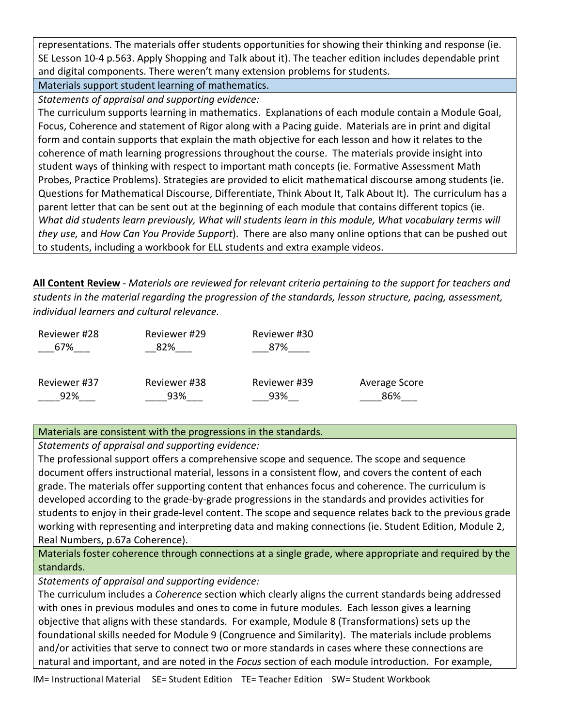representations. The materials offer students opportunities for showing their thinking and response (ie. SE Lesson 10-4 p.563. Apply Shopping and Talk about it). The teacher edition includes dependable print and digital components. There weren't many extension problems for students.

**Materials support student learning of mathematics.**

*Statements of appraisal and supporting evidence:*

The curriculum supports learning in mathematics. Explanations of each module contain a Module Goal, Focus, Coherence and statement of Rigor along with a Pacing guide. Materials are in print and digital form and contain supports that explain the math objective for each lesson and how it relates to the coherence of math learning progressions throughout the course. The materials provide insight into student ways of thinking with respect to important math concepts (ie. Formative Assessment Math Probes, Practice Problems). Strategies are provided to elicit mathematical discourse among students (ie. Questions for Mathematical Discourse, Differentiate, Think About It, Talk About It). The curriculum has a parent letter that can be sent out at the beginning of each module that contains different topics (ie. *What did students learn previously, What will students learn in this module, What vocabulary terms will they use,* and *How Can You Provide Support*). There are also many online options that can be pushed out to students, including a workbook for ELL students and extra example videos.

**All Content Review** - *Materials are reviewed for relevant criteria pertaining to the support for teachers and students in the material regarding the progression of the standards, lesson structure, pacing, assessment, individual learners and cultural relevance.*

| Reviewer #28 | Reviewer #29 | Reviewer #30 | |
|---|---|---|---|
| 67% | 82% | 87% | |
| **Reviewer #37** | **Reviewer #38** | **Reviewer #39** | **Average Score** |
| 92% | 93% | 93% | 86% |

**Materials are consistent with the progressions in the standards.**

*Statements of appraisal and supporting evidence:*

The professional support offers a comprehensive scope and sequence. The scope and sequence document offers instructional material, lessons in a consistent flow, and covers the content of each grade. The materials offer supporting content that enhances focus and coherence. The curriculum is developed according to the grade-by-grade progressions in the standards and provides activities for students to enjoy in their grade-level content. The scope and sequence relates back to the previous grade working with representing and interpreting data and making connections (ie. Student Edition, Module 2, Real Numbers, p.67a Coherence).

**Materials foster coherence through connections at a single grade, where appropriate and required by the standards.**

*Statements of appraisal and supporting evidence:*

The curriculum includes a *Coherence* section which clearly aligns the current standards being addressed with ones in previous modules and ones to come in future modules. Each lesson gives a learning objective that aligns with these standards. For example, Module 8 (Transformations) sets up the foundational skills needed for Module 9 (Congruence and Similarity). The materials include problems and/or activities that serve to connect two or more standards in cases where these connections are natural and important, and are noted in the *Focus* section of each module introduction. For example,

IM= Instructional Material SE= Student Edition TE= Teacher Edition SW= Student Workbook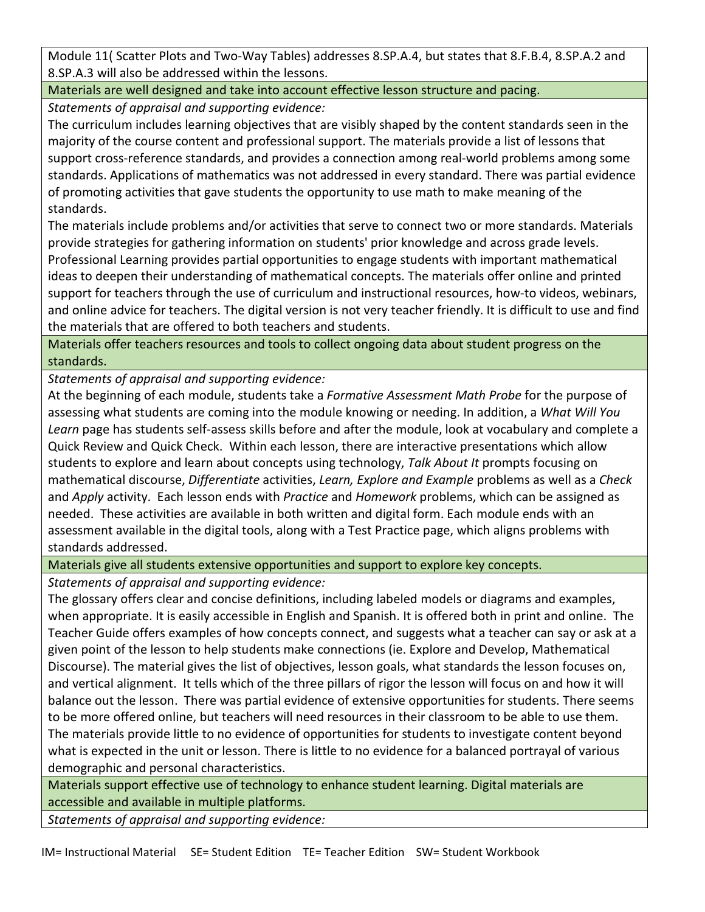Module 11( Scatter Plots and Two-Way Tables) addresses 8.SP.A.4, but states that 8.F.B.4, 8.SP.A.2 and 8.SP.A.3 will also be addressed within the lessons.

**Materials are well designed and take into account effective lesson structure and pacing.**

*Statements of appraisal and supporting evidence:*

The curriculum includes learning objectives that are visibly shaped by the content standards seen in the majority of the course content and professional support. The materials provide a list of lessons that support cross-reference standards, and provides a connection among real-world problems among some standards. Applications of mathematics was not addressed in every standard. There was partial evidence of promoting activities that gave students the opportunity to use math to make meaning of the standards.

The materials include problems and/or activities that serve to connect two or more standards. Materials provide strategies for gathering information on students' prior knowledge and across grade levels. Professional Learning provides partial opportunities to engage students with important mathematical ideas to deepen their understanding of mathematical concepts. The materials offer online and printed support for teachers through the use of curriculum and instructional resources, how-to videos, webinars, and online advice for teachers. The digital version is not very teacher friendly. It is difficult to use and find the materials that are offered to both teachers and students.

**Materials offer teachers resources and tools to collect ongoing data about student progress on the standards.**

*Statements of appraisal and supporting evidence:*

At the beginning of each module, students take a *Formative Assessment Math Probe* for the purpose of assessing what students are coming into the module knowing or needing. In addition, a *What Will You Learn* page has students self-assess skills before and after the module, look at vocabulary and complete a Quick Review and Quick Check. Within each lesson, there are interactive presentations which allow students to explore and learn about concepts using technology, *Talk About It* prompts focusing on mathematical discourse, *Differentiate* activities, *Learn, Explore and Example* problems as well as a *Check* and *Apply* activity. Each lesson ends with *Practice* and *Homework* problems, which can be assigned as needed. These activities are available in both written and digital form. Each module ends with an assessment available in the digital tools, along with a Test Practice page, which aligns problems with standards addressed.

**Materials give all students extensive opportunities and support to explore key concepts.**

*Statements of appraisal and supporting evidence:*

The glossary offers clear and concise definitions, including labeled models or diagrams and examples, when appropriate. It is easily accessible in English and Spanish. It is offered both in print and online. The Teacher Guide offers examples of how concepts connect, and suggests what a teacher can say or ask at a given point of the lesson to help students make connections (ie. Explore and Develop, Mathematical Discourse). The material gives the list of objectives, lesson goals, what standards the lesson focuses on, and vertical alignment. It tells which of the three pillars of rigor the lesson will focus on and how it will balance out the lesson. There was partial evidence of extensive opportunities for students. There seems to be more offered online, but teachers will need resources in their classroom to be able to use them. The materials provide little to no evidence of opportunities for students to investigate content beyond what is expected in the unit or lesson. There is little to no evidence for a balanced portrayal of various demographic and personal characteristics.

**Materials support effective use of technology to enhance student learning. Digital materials are accessible and available in multiple platforms.**

*Statements of appraisal and supporting evidence:*

IM= Instructional Material SE= Student Edition TE= Teacher Edition SW= Student Workbook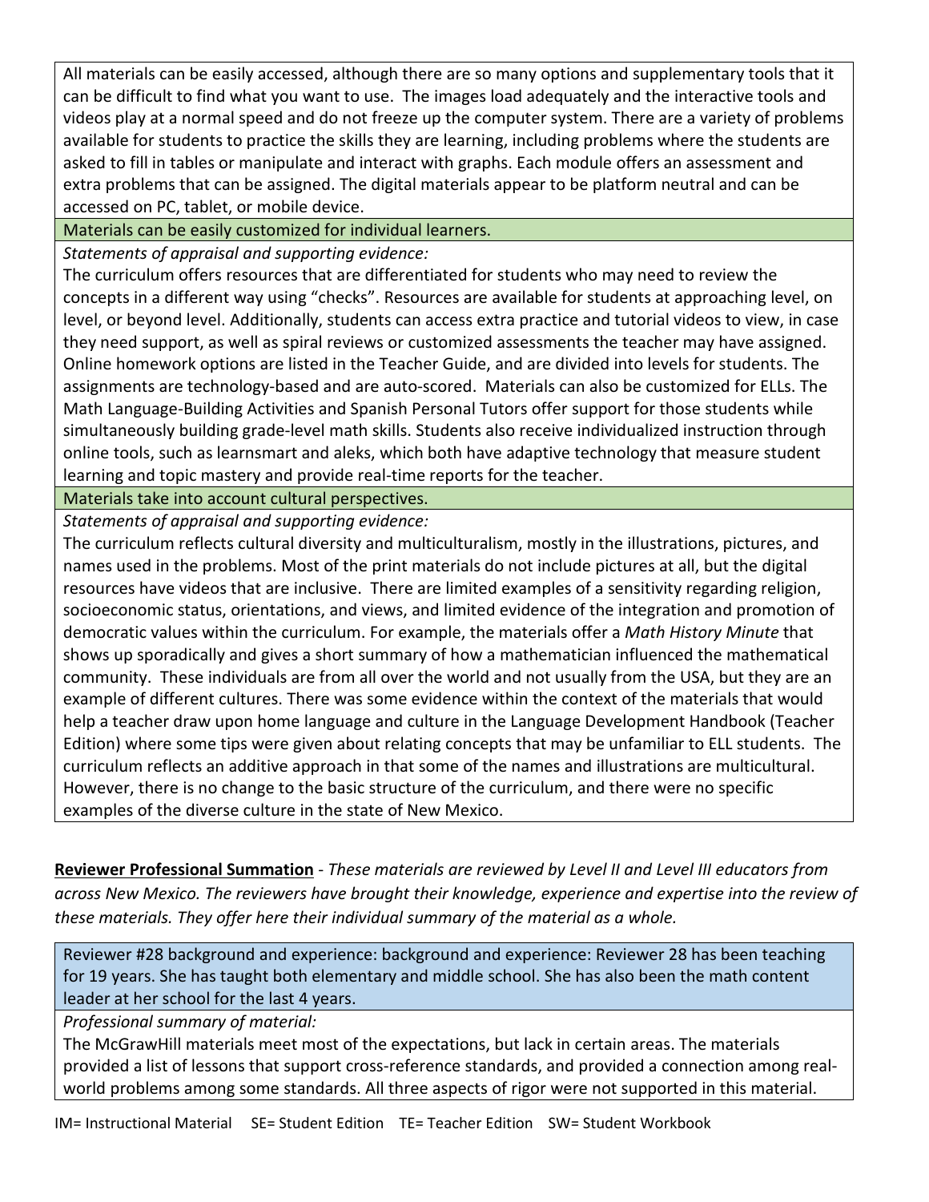All materials can be easily accessed, although there are so many options and supplementary tools that it can be difficult to find what you want to use. The images load adequately and the interactive tools and videos play at a normal speed and do not freeze up the computer system. There are a variety of problems available for students to practice the skills they are learning, including problems where the students are asked to fill in tables or manipulate and interact with graphs. Each module offers an assessment and extra problems that can be assigned. The digital materials appear to be platform neutral and can be accessed on PC, tablet, or mobile device.

**Materials can be easily customized for individual learners.**

*Statements of appraisal and supporting evidence:*

The curriculum offers resources that are differentiated for students who may need to review the concepts in a different way using "checks". Resources are available for students at approaching level, on level, or beyond level. Additionally, students can access extra practice and tutorial videos to view, in case they need support, as well as spiral reviews or customized assessments the teacher may have assigned. Online homework options are listed in the Teacher Guide, and are divided into levels for students. The assignments are technology-based and are auto-scored. Materials can also be customized for ELLs. The Math Language-Building Activities and Spanish Personal Tutors offer support for those students while simultaneously building grade-level math skills. Students also receive individualized instruction through online tools, such as learnsmart and aleks, which both have adaptive technology that measure student learning and topic mastery and provide real-time reports for the teacher.

**Materials take into account cultural perspectives.**

*Statements of appraisal and supporting evidence:*

The curriculum reflects cultural diversity and multiculturalism, mostly in the illustrations, pictures, and names used in the problems. Most of the print materials do not include pictures at all, but the digital resources have videos that are inclusive. There are limited examples of a sensitivity regarding religion, socioeconomic status, orientations, and views, and limited evidence of the integration and promotion of democratic values within the curriculum. For example, the materials offer a *Math History Minute* that shows up sporadically and gives a short summary of how a mathematician influenced the mathematical community. These individuals are from all over the world and not usually from the USA, but they are an example of different cultures. There was some evidence within the context of the materials that would help a teacher draw upon home language and culture in the Language Development Handbook (Teacher Edition) where some tips were given about relating concepts that may be unfamiliar to ELL students. The curriculum reflects an additive approach in that some of the names and illustrations are multicultural. However, there is no change to the basic structure of the curriculum, and there were no specific examples of the diverse culture in the state of New Mexico.

**Reviewer Professional Summation** - *These materials are reviewed by Level II and Level III educators from across New Mexico. The reviewers have brought their knowledge, experience and expertise into the review of these materials. They offer here their individual summary of the material as a whole.*

**Reviewer #28 background and experience:** background and experience: Reviewer 28 has been teaching for 19 years. She has taught both elementary and middle school. She has also been the math content leader at her school for the last 4 years.

*Professional summary of material:*

The McGrawHill materials meet most of the expectations, but lack in certain areas. The materials provided a list of lessons that support cross-reference standards, and provided a connection among real-world problems among some standards. All three aspects of rigor were not supported in this material.

IM= Instructional Material SE= Student Edition TE= Teacher Edition SW= Student Workbook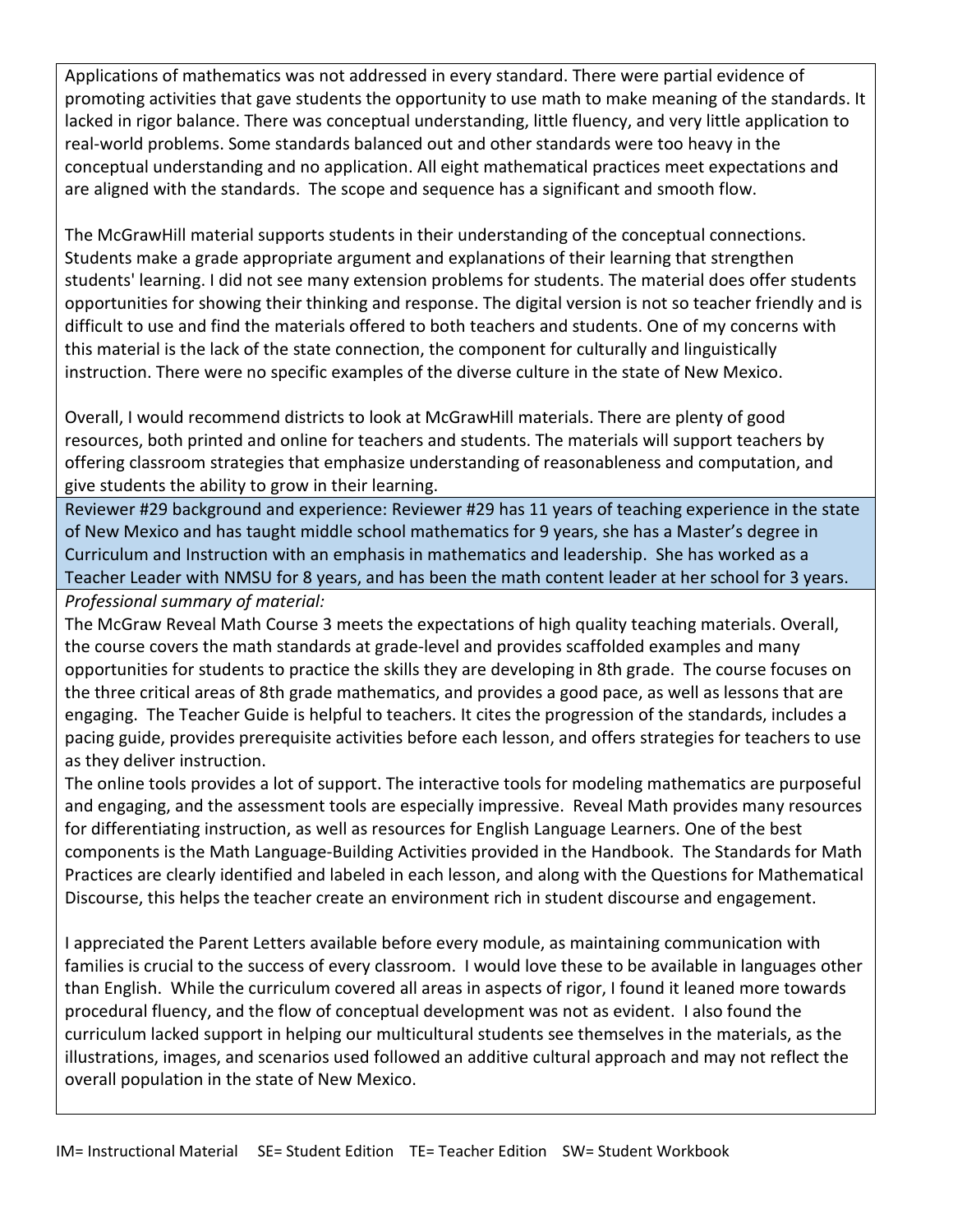Applications of mathematics was not addressed in every standard. There were partial evidence of promoting activities that gave students the opportunity to use math to make meaning of the standards. It lacked in rigor balance. There was conceptual understanding, little fluency, and very little application to real-world problems. Some standards balanced out and other standards were too heavy in the conceptual understanding and no application. All eight mathematical practices meet expectations and are aligned with the standards. The scope and sequence has a significant and smooth flow.

The McGrawHill material supports students in their understanding of the conceptual connections. Students make a grade appropriate argument and explanations of their learning that strengthen students' learning. I did not see many extension problems for students. The material does offer students opportunities for showing their thinking and response. The digital version is not so teacher friendly and is difficult to use and find the materials offered to both teachers and students. One of my concerns with this material is the lack of the state connection, the component for culturally and linguistically instruction. There were no specific examples of the diverse culture in the state of New Mexico.

Overall, I would recommend districts to look at McGrawHill materials. There are plenty of good resources, both printed and online for teachers and students. The materials will support teachers by offering classroom strategies that emphasize understanding of reasonableness and computation, and give students the ability to grow in their learning.

Reviewer #29 background and experience: Reviewer #29 has 11 years of teaching experience in the state of New Mexico and has taught middle school mathematics for 9 years, she has a Master's degree in Curriculum and Instruction with an emphasis in mathematics and leadership. She has worked as a Teacher Leader with NMSU for 8 years, and has been the math content leader at her school for 3 years.

*Professional summary of material:*

The McGraw Reveal Math Course 3 meets the expectations of high quality teaching materials. Overall, the course covers the math standards at grade-level and provides scaffolded examples and many opportunities for students to practice the skills they are developing in 8th grade. The course focuses on the three critical areas of 8th grade mathematics, and provides a good pace, as well as lessons that are engaging. The Teacher Guide is helpful to teachers. It cites the progression of the standards, includes a pacing guide, provides prerequisite activities before each lesson, and offers strategies for teachers to use as they deliver instruction.

The online tools provides a lot of support. The interactive tools for modeling mathematics are purposeful and engaging, and the assessment tools are especially impressive. Reveal Math provides many resources for differentiating instruction, as well as resources for English Language Learners. One of the best components is the Math Language-Building Activities provided in the Handbook. The Standards for Math Practices are clearly identified and labeled in each lesson, and along with the Questions for Mathematical Discourse, this helps the teacher create an environment rich in student discourse and engagement.

I appreciated the Parent Letters available before every module, as maintaining communication with families is crucial to the success of every classroom. I would love these to be available in languages other than English. While the curriculum covered all areas in aspects of rigor, I found it leaned more towards procedural fluency, and the flow of conceptual development was not as evident. I also found the curriculum lacked support in helping our multicultural students see themselves in the materials, as the illustrations, images, and scenarios used followed an additive cultural approach and may not reflect the overall population in the state of New Mexico.

IM= Instructional Material SE= Student Edition TE= Teacher Edition SW= Student Workbook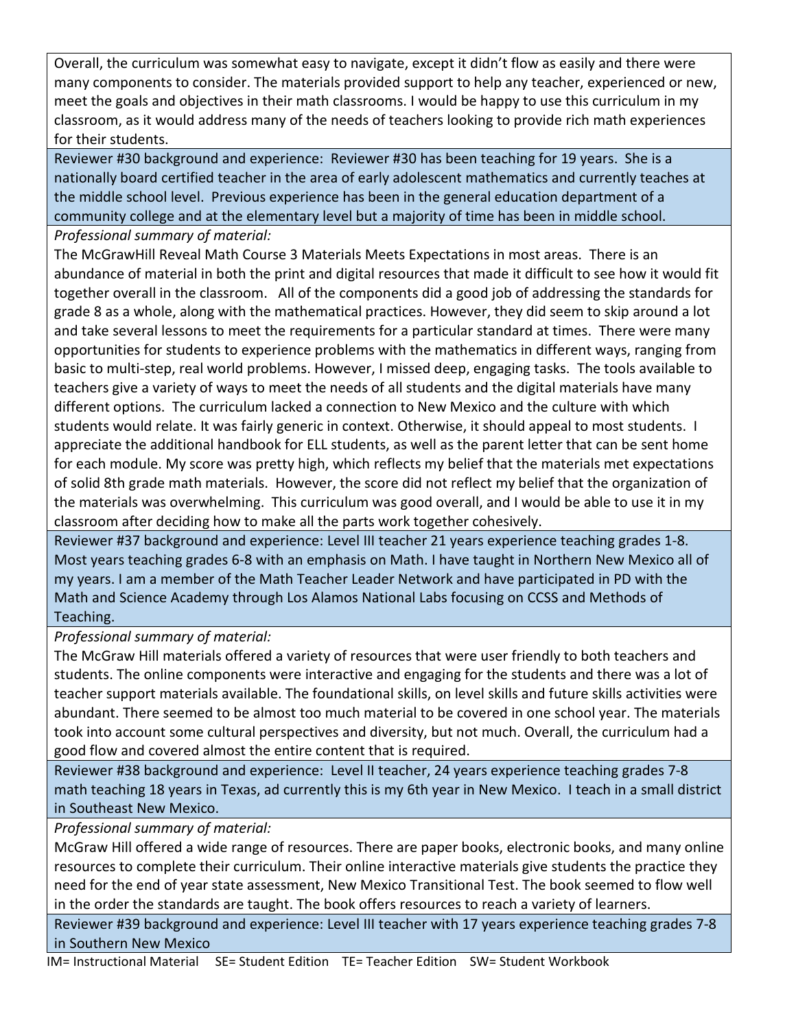Overall, the curriculum was somewhat easy to navigate, except it didn't flow as easily and there were many components to consider. The materials provided support to help any teacher, experienced or new, meet the goals and objectives in their math classrooms. I would be happy to use this curriculum in my classroom, as it would address many of the needs of teachers looking to provide rich math experiences for their students.

Reviewer #30 background and experience: Reviewer #30 has been teaching for 19 years. She is a nationally board certified teacher in the area of early adolescent mathematics and currently teaches at the middle school level. Previous experience has been in the general education department of a community college and at the elementary level but a majority of time has been in middle school.

*Professional summary of material:*

The McGrawHill Reveal Math Course 3 Materials Meets Expectations in most areas. There is an abundance of material in both the print and digital resources that made it difficult to see how it would fit together overall in the classroom. All of the components did a good job of addressing the standards for grade 8 as a whole, along with the mathematical practices. However, they did seem to skip around a lot and take several lessons to meet the requirements for a particular standard at times. There were many opportunities for students to experience problems with the mathematics in different ways, ranging from basic to multi-step, real world problems. However, I missed deep, engaging tasks. The tools available to teachers give a variety of ways to meet the needs of all students and the digital materials have many different options. The curriculum lacked a connection to New Mexico and the culture with which students would relate. It was fairly generic in context. Otherwise, it should appeal to most students. I appreciate the additional handbook for ELL students, as well as the parent letter that can be sent home for each module. My score was pretty high, which reflects my belief that the materials met expectations of solid 8th grade math materials. However, the score did not reflect my belief that the organization of the materials was overwhelming. This curriculum was good overall, and I would be able to use it in my classroom after deciding how to make all the parts work together cohesively.

Reviewer #37 background and experience: Level III teacher 21 years experience teaching grades 1-8. Most years teaching grades 6-8 with an emphasis on Math. I have taught in Northern New Mexico all of my years. I am a member of the Math Teacher Leader Network and have participated in PD with the Math and Science Academy through Los Alamos National Labs focusing on CCSS and Methods of Teaching.

*Professional summary of material:*

The McGraw Hill materials offered a variety of resources that were user friendly to both teachers and students. The online components were interactive and engaging for the students and there was a lot of teacher support materials available. The foundational skills, on level skills and future skills activities were abundant. There seemed to be almost too much material to be covered in one school year. The materials took into account some cultural perspectives and diversity, but not much. Overall, the curriculum had a good flow and covered almost the entire content that is required.

Reviewer #38 background and experience: Level II teacher, 24 years experience teaching grades 7-8 math teaching 18 years in Texas, ad currently this is my 6th year in New Mexico. I teach in a small district in Southeast New Mexico.

*Professional summary of material:*

McGraw Hill offered a wide range of resources. There are paper books, electronic books, and many online resources to complete their curriculum. Their online interactive materials give students the practice they need for the end of year state assessment, New Mexico Transitional Test. The book seemed to flow well in the order the standards are taught. The book offers resources to reach a variety of learners.

Reviewer #39 background and experience: Level III teacher with 17 years experience teaching grades 7-8 in Southern New Mexico

IM= Instructional Material SE= Student Edition TE= Teacher Edition SW= Student Workbook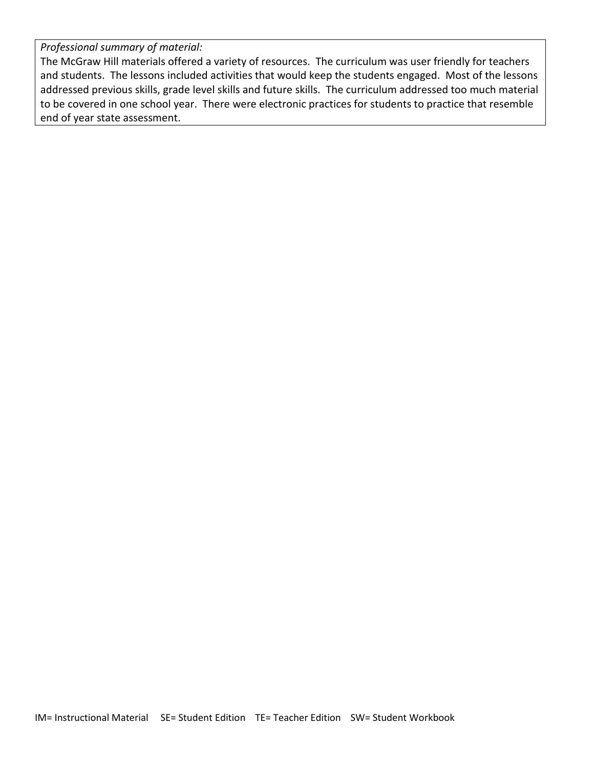*Professional summary of material:*

The McGraw Hill materials offered a variety of resources. The curriculum was user friendly for teachers and students. The lessons included activities that would keep the students engaged. Most of the lessons addressed previous skills, grade level skills and future skills. The curriculum addressed too much material to be covered in one school year. There were electronic practices for students to practice that resemble end of year state assessment.

IM= Instructional Material SE= Student Edition TE= Teacher Edition SW= Student Workbook